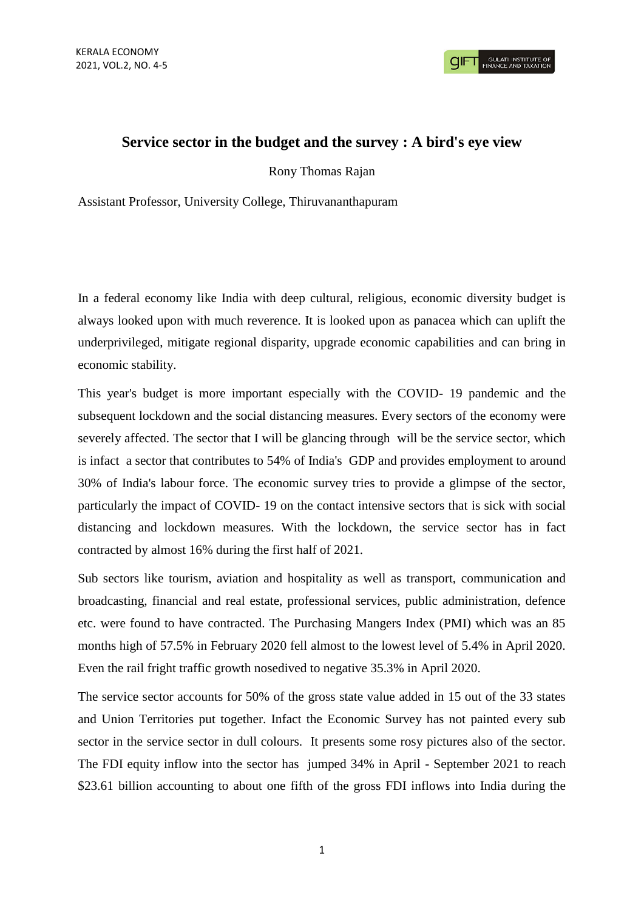# Service sector in the budget and the survey : A bird's eye view

Rony Thomas Rajan

Assistant Professor, University College, Thiruvananthapuram

In a federal economy like India with deep cultural, religious, economic diversity budget is always looked upon with much reverence. It is looked upon as panacea which can uplift the underprivileged, mitigate regional disparity, upgrade economic capabilities and can bring in economic stability.

This year's budget is more important especially with the COVID- 19 pandemic and the subsequent lockdown and the social distancing measures. Every sectors of the economy were severely affected. The sector that I will be glancing through will be the service sector, which is infact a sector that contributes to 54% of India's GDP and provides employment to around 30% of India's labour force. The economic survey tries to provide a glimpse of the sector, particularly the impact of COVID- 19 on the contact intensive sectors that is sick with social distancing and lockdown measures. With the lockdown, the service sector has in fact contracted by almost 16% during the first half of 2021.

Sub sectors like tourism, aviation and hospitality as well as transport, communication and broadcasting, financial and real estate, professional services, public administration, defence etc. were found to have contracted. The Purchasing Mangers Index (PMI) which was an 85 months high of 57.5% in February 2020 fell almost to the lowest level of 5.4% in April 2020. Even the rail fright traffic growth nosedived to negative 35.3% in April 2020.

The service sector accounts for 50% of the gross state value added in 15 out of the 33 states and Union Territories put together. Infact the Economic Survey has not painted every sub sector in the service sector in dull colours. It presents some rosy pictures also of the sector. The FDI equity inflow into the sector has jumped 34% in April - September 2021 to reach $23.61 billion accounting to about one fifth of the gross FDI inflows into India during the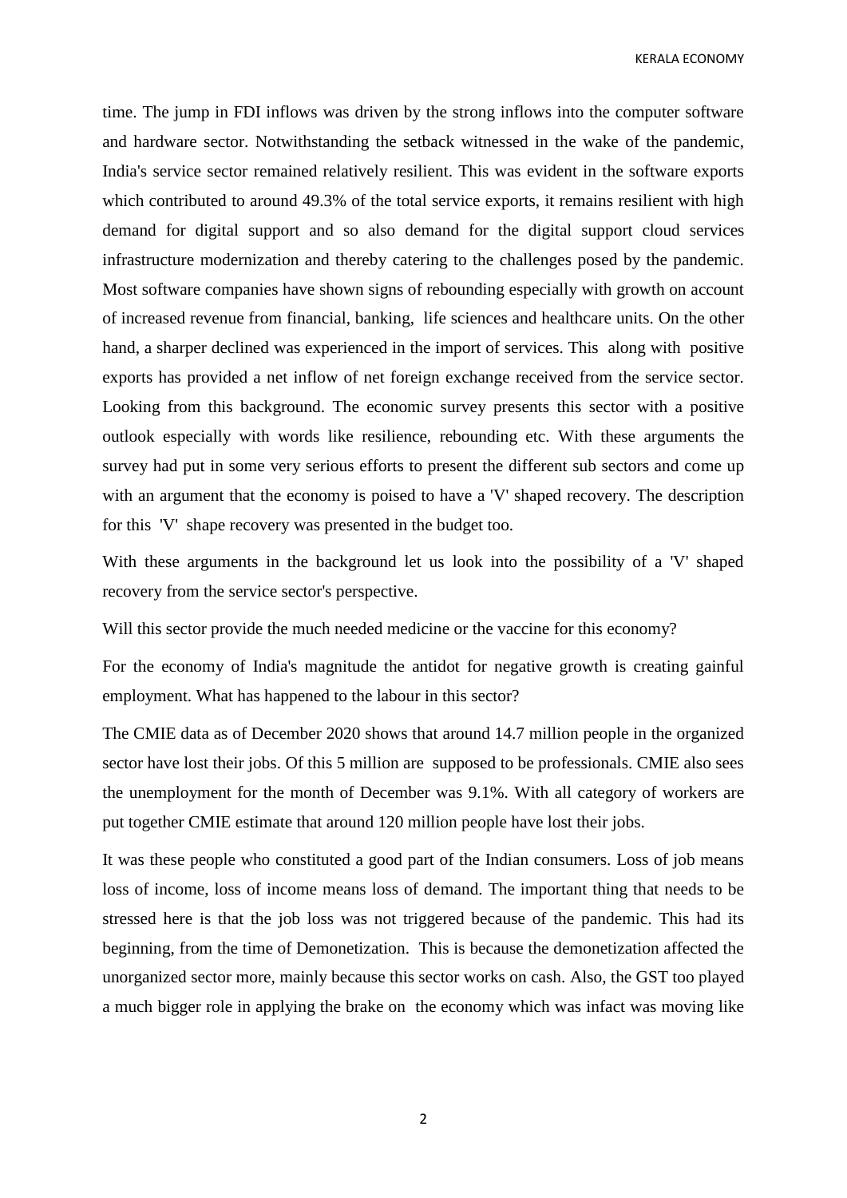time. The jump in FDI inflows was driven by the strong inflows into the computer software and hardware sector. Notwithstanding the setback witnessed in the wake of the pandemic, India's service sector remained relatively resilient. This was evident in the software exports which contributed to around 49.3% of the total service exports, it remains resilient with high demand for digital support and so also demand for the digital support cloud services infrastructure modernization and thereby catering to the challenges posed by the pandemic. Most software companies have shown signs of rebounding especially with growth on account of increased revenue from financial, banking, life sciences and healthcare units. On the other hand, a sharper declined was experienced in the import of services. This along with positive exports has provided a net inflow of net foreign exchange received from the service sector. Looking from this background. The economic survey presents this sector with a positive outlook especially with words like resilience, rebounding etc. With these arguments the survey had put in some very serious efforts to present the different sub sectors and come up with an argument that the economy is poised to have a 'V' shaped recovery. The description for this 'V' shape recovery was presented in the budget too.

With these arguments in the background let us look into the possibility of a 'V' shaped recovery from the service sector's perspective.

Will this sector provide the much needed medicine or the vaccine for this economy?

For the economy of India's magnitude the antidot for negative growth is creating gainful employment. What has happened to the labour in this sector?

The CMIE data as of December 2020 shows that around 14.7 million people in the organized sector have lost their jobs. Of this 5 million are supposed to be professionals. CMIE also sees the unemployment for the month of December was 9.1%. With all category of workers are put together CMIE estimate that around 120 million people have lost their jobs.

It was these people who constituted a good part of the Indian consumers. Loss of job means loss of income, loss of income means loss of demand. The important thing that needs to be stressed here is that the job loss was not triggered because of the pandemic. This had its beginning, from the time of Demonetization. This is because the demonetization affected the unorganized sector more, mainly because this sector works on cash. Also, the GST too played a much bigger role in applying the brake on the economy which was infact was moving like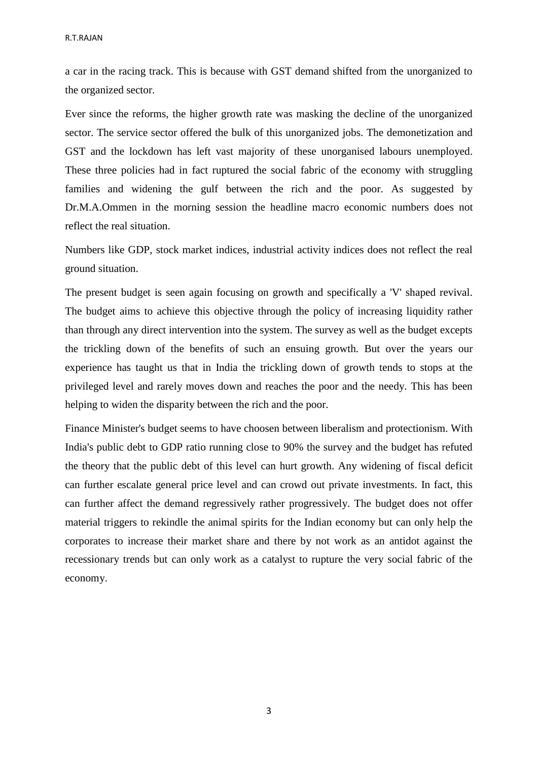a car in the racing track. This is because with GST demand shifted from the unorganized to the organized sector.

Ever since the reforms, the higher growth rate was masking the decline of the unorganized sector. The service sector offered the bulk of this unorganized jobs. The demonetization and GST and the lockdown has left vast majority of these unorganised labours unemployed. These three policies had in fact ruptured the social fabric of the economy with struggling families and widening the gulf between the rich and the poor. As suggested by Dr.M.A.Ommen in the morning session the headline macro economic numbers does not reflect the real situation.

Numbers like GDP, stock market indices, industrial activity indices does not reflect the real ground situation.

The present budget is seen again focusing on growth and specifically a 'V' shaped revival. The budget aims to achieve this objective through the policy of increasing liquidity rather than through any direct intervention into the system. The survey as well as the budget excepts the trickling down of the benefits of such an ensuing growth. But over the years our experience has taught us that in India the trickling down of growth tends to stops at the privileged level and rarely moves down and reaches the poor and the needy. This has been helping to widen the disparity between the rich and the poor.

Finance Minister's budget seems to have choosen between liberalism and protectionism. With India's public debt to GDP ratio running close to 90% the survey and the budget has refuted the theory that the public debt of this level can hurt growth. Any widening of fiscal deficit can further escalate general price level and can crowd out private investments. In fact, this can further affect the demand regressively rather progressively. The budget does not offer material triggers to rekindle the animal spirits for the Indian economy but can only help the corporates to increase their market share and there by not work as an antidot against the recessionary trends but can only work as a catalyst to rupture the very social fabric of the economy.